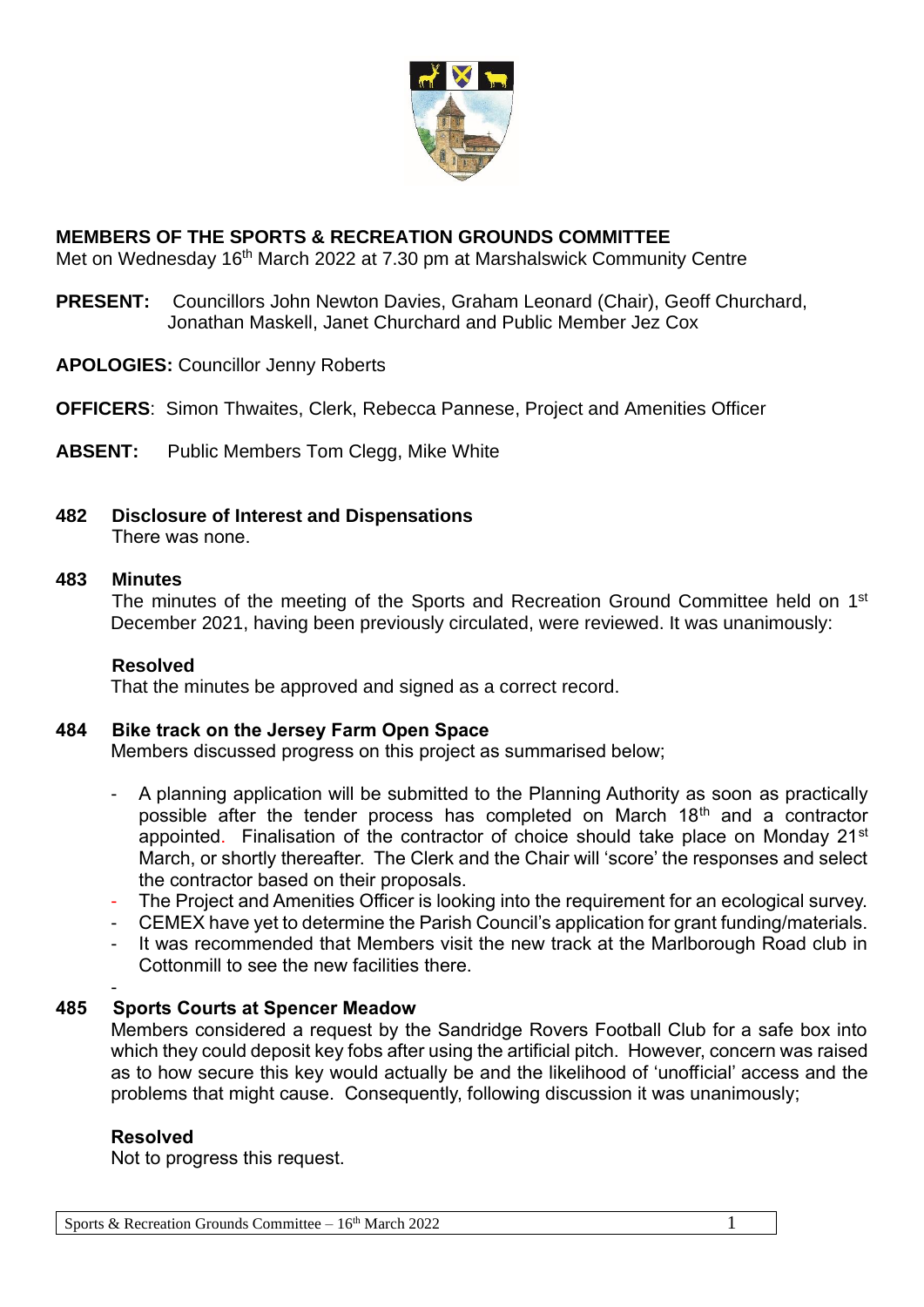**MEMBERS OF THE SPORTS & RECREATION GROUNDS COMMITTEE**
Met on Wednesday 16th March 2022 at 7.30 pm at Marshalswick Community Centre

**PRESENT:** Councillors John Newton Davies, Graham Leonard (Chair), Geoff Churchard, Jonathan Maskell, Janet Churchard and Public Member Jez Cox

**APOLOGIES:** Councillor Jenny Roberts

**OFFICERS**: Simon Thwaites, Clerk, Rebecca Pannese, Project and Amenities Officer

**ABSENT:** Public Members Tom Clegg, Mike White

**482 Disclosure of Interest and Dispensations**

There was none.

**483 Minutes**

The minutes of the meeting of the Sports and Recreation Ground Committee held on 1st December 2021, having been previously circulated, were reviewed. It was unanimously:

**Resolved**

That the minutes be approved and signed as a correct record.

**484 Bike track on the Jersey Farm Open Space**

Members discussed progress on this project as summarised below;

- A planning application will be submitted to the Planning Authority as soon as practically possible after the tender process has completed on March 18th and a contractor appointed. Finalisation of the contractor of choice should take place on Monday 21st March, or shortly thereafter. The Clerk and the Chair will 'score' the responses and select the contractor based on their proposals.
- The Project and Amenities Officer is looking into the requirement for an ecological survey.
- CEMEX have yet to determine the Parish Council's application for grant funding/materials.
- It was recommended that Members visit the new track at the Marlborough Road club in Cottonmill to see the new facilities there.
-

**485 Sports Courts at Spencer Meadow**

Members considered a request by the Sandridge Rovers Football Club for a safe box into which they could deposit key fobs after using the artificial pitch. However, concern was raised as to how secure this key would actually be and the likelihood of 'unofficial' access and the problems that might cause. Consequently, following discussion it was unanimously;

**Resolved**

Not to progress this request.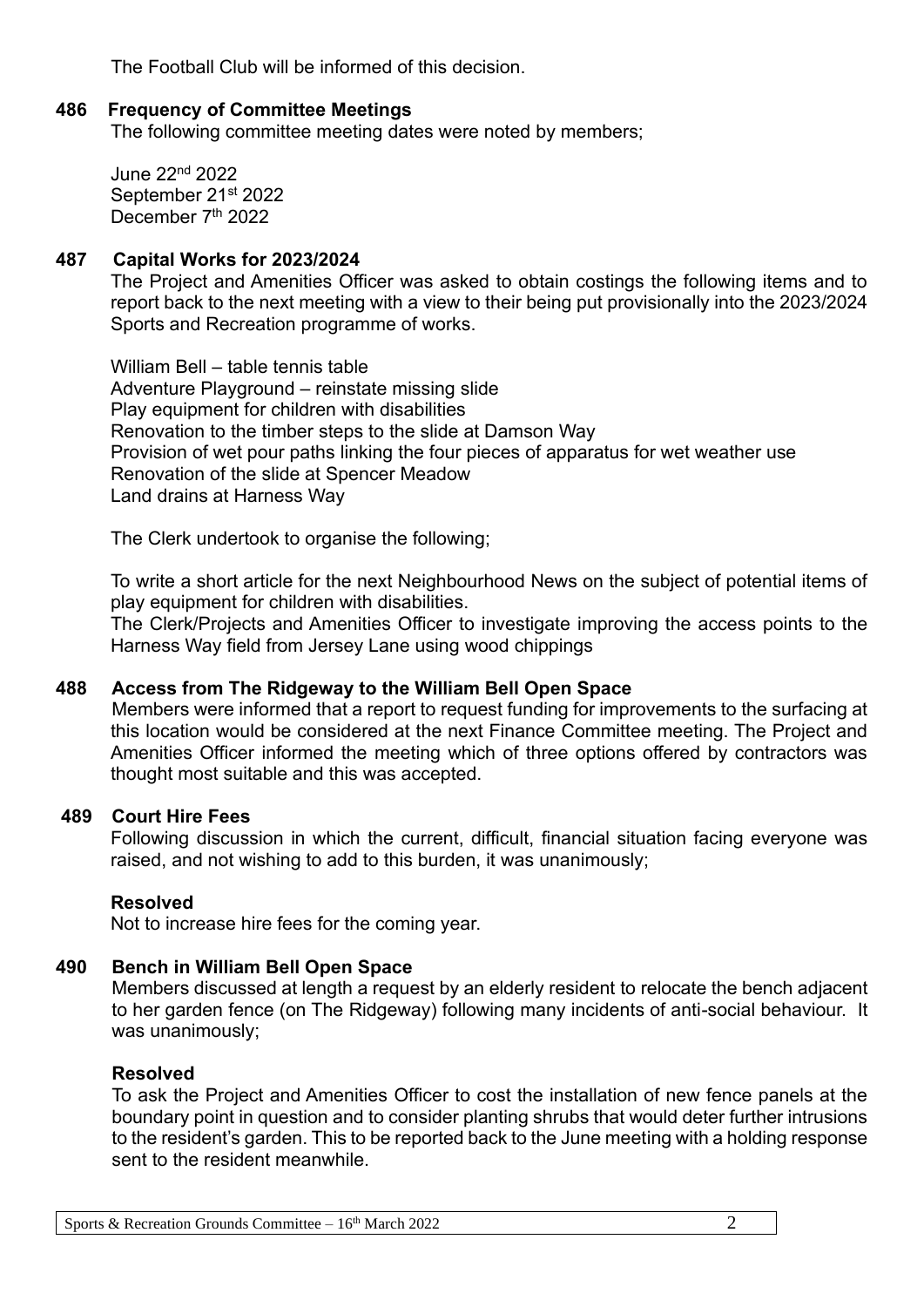The Football Club will be informed of this decision.

## 486 Frequency of Committee Meetings

The following committee meeting dates were noted by members;

June 22nd 2022
September 21st 2022
December 7th 2022

## 487 Capital Works for 2023/2024

The Project and Amenities Officer was asked to obtain costings the following items and to report back to the next meeting with a view to their being put provisionally into the 2023/2024 Sports and Recreation programme of works.

William Bell – table tennis table
Adventure Playground – reinstate missing slide
Play equipment for children with disabilities
Renovation to the timber steps to the slide at Damson Way
Provision of wet pour paths linking the four pieces of apparatus for wet weather use
Renovation of the slide at Spencer Meadow
Land drains at Harness Way

The Clerk undertook to organise the following;

To write a short article for the next Neighbourhood News on the subject of potential items of play equipment for children with disabilities.
The Clerk/Projects and Amenities Officer to investigate improving the access points to the Harness Way field from Jersey Lane using wood chippings

## 488 Access from The Ridgeway to the William Bell Open Space

Members were informed that a report to request funding for improvements to the surfacing at this location would be considered at the next Finance Committee meeting. The Project and Amenities Officer informed the meeting which of three options offered by contractors was thought most suitable and this was accepted.

## 489 Court Hire Fees

Following discussion in which the current, difficult, financial situation facing everyone was raised, and not wishing to add to this burden, it was unanimously;

**Resolved**
Not to increase hire fees for the coming year.

## 490 Bench in William Bell Open Space

Members discussed at length a request by an elderly resident to relocate the bench adjacent to her garden fence (on The Ridgeway) following many incidents of anti-social behaviour. It was unanimously;

**Resolved**
To ask the Project and Amenities Officer to cost the installation of new fence panels at the boundary point in question and to consider planting shrubs that would deter further intrusions to the resident's garden. This to be reported back to the June meeting with a holding response sent to the resident meanwhile.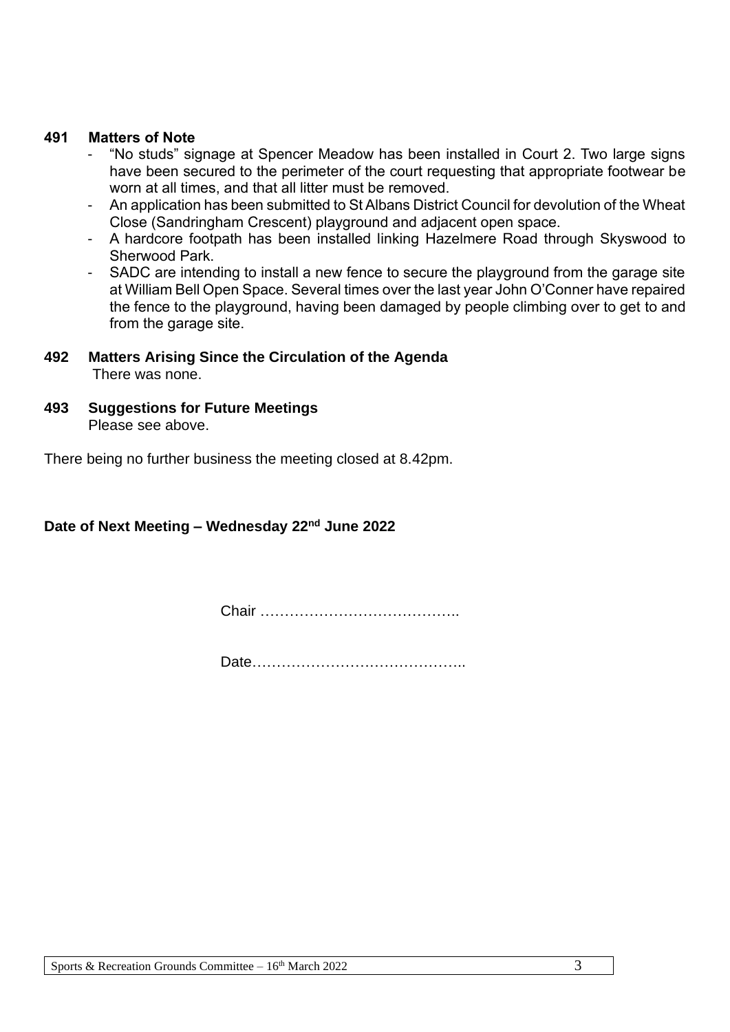**491 Matters of Note**

- "No studs" signage at Spencer Meadow has been installed in Court 2. Two large signs have been secured to the perimeter of the court requesting that appropriate footwear be worn at all times, and that all litter must be removed.
- An application has been submitted to St Albans District Council for devolution of the Wheat Close (Sandringham Crescent) playground and adjacent open space.
- A hardcore footpath has been installed linking Hazelmere Road through Skyswood to Sherwood Park.
- SADC are intending to install a new fence to secure the playground from the garage site at William Bell Open Space. Several times over the last year John O'Conner have repaired the fence to the playground, having been damaged by people climbing over to get to and from the garage site.

**492 Matters Arising Since the Circulation of the Agenda**

There was none.

**493 Suggestions for Future Meetings**

Please see above.

There being no further business the meeting closed at 8.42pm.

**Date of Next Meeting – Wednesday 22nd June 2022**

Chair …………………………………..

Date……………………………………..